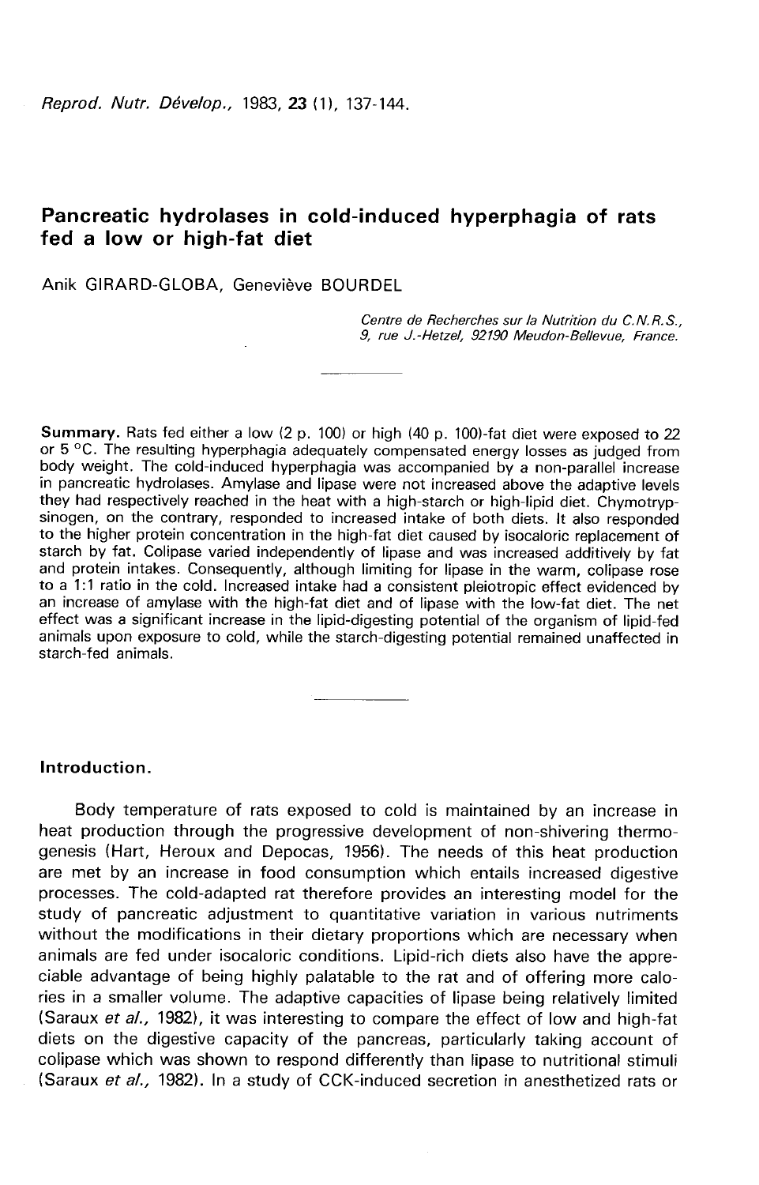# Pancreatic hydrolases in cold-induced hyperphagia of rats fed a low or high-fat diet

Anik GIRARD-GLOBA, Geneviève BOURDEL

*Centre de Recherches sur la Nutrition du C.N.R.S., 9, rue J.-Hetzel, 92190 Meudon-Bellevue, France.*

**Summary.** Rats fed either a low (2 p. 100) or high (40 p. 100)-fat diet were exposed to 22 or 5 °C. The resulting hyperphagia adequately compensated energy losses as judged from body weight. The cold-induced hyperphagia was accompanied by a non-parallel increase in pancreatic hydrolases. Amylase and lipase were not increased above the adaptive levels they had respectively reached in the heat with a high-starch or high-lipid diet. Chymotrypsinogen, on the contrary, responded to increased intake of both diets. It also responded to the higher protein concentration in the high-fat diet caused by isocaloric replacement of starch by fat. Colipase varied independently of lipase and was increased additively by fat and protein intakes. Consequently, although limiting for lipase in the warm, colipase rose to a 1:1 ratio in the cold. Increased intake had a consistent pleiotropic effect evidenced by an increase of amylase with the high-fat diet and of lipase with the low-fat diet. The net effect was a significant increase in the lipid-digesting potential of the organism of lipid-fed animals upon exposure to cold, while the starch-digesting potential remained unaffected in starch-fed animals.

## Introduction.

Body temperature of rats exposed to cold is maintained by an increase in heat production through the progressive development of non-shivering thermogenesis (Hart, Heroux and Depocas, 1956). The needs of this heat production are met by an increase in food consumption which entails increased digestive processes. The cold-adapted rat therefore provides an interesting model for the study of pancreatic adjustment to quantitative variation in various nutriments without the modifications in their dietary proportions which are necessary when animals are fed under isocaloric conditions. Lipid-rich diets also have the appreciable advantage of being highly palatable to the rat and of offering more calories in a smaller volume. The adaptive capacities of lipase being relatively limited (Saraux *et al.*, 1982), it was interesting to compare the effect of low and high-fat diets on the digestive capacity of the pancreas, particularly taking account of colipase which was shown to respond differently than lipase to nutritional stimuli (Saraux *et al.*, 1982). In a study of CCK-induced secretion in anesthetized rats or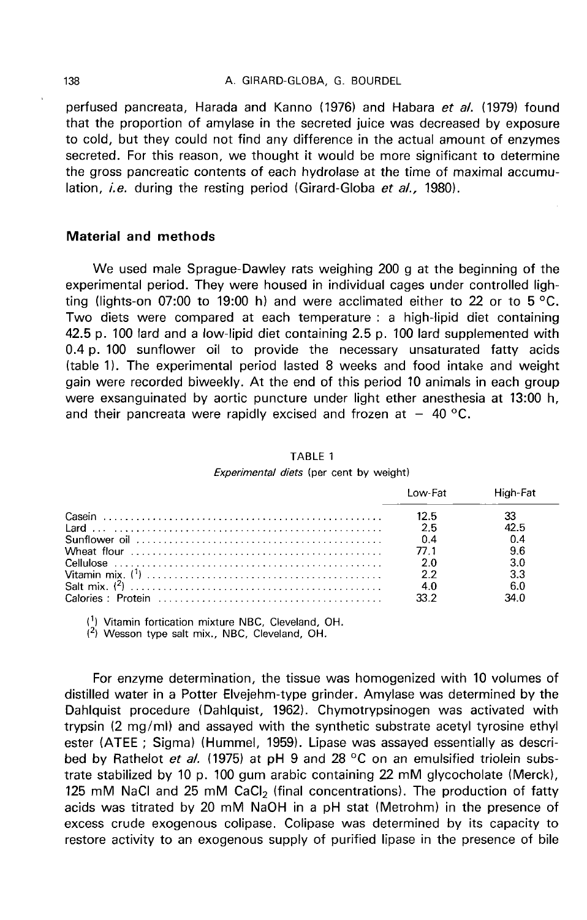perfused pancreata, Harada and Kanno (1976) and Habara *et al.* (1979) found that the proportion of amylase in the secreted juice was decreased by exposure to cold, but they could not find any difference in the actual amount of enzymes secreted. For this reason, we thought it would be more significant to determine the gross pancreatic contents of each hydrolase at the time of maximal accumulation, *i.e.* during the resting period (Girard-Globa *et al.,* 1980).

## Material and methods

We used male Sprague-Dawley rats weighing 200 g at the beginning of the experimental period. They were housed in individual cages under controlled lighting (lights-on 07:00 to 19:00 h) and were acclimated either to 22 or to 5 °C. Two diets were compared at each temperature : a high-lipid diet containing 42.5 p. 100 lard and a low-lipid diet containing 2.5 p. 100 lard supplemented with 0.4 p. 100 sunflower oil to provide the necessary unsaturated fatty acids (table 1). The experimental period lasted 8 weeks and food intake and weight gain were recorded biweekly. At the end of this period 10 animals in each group were exsanguinated by aortic puncture under light ether anesthesia at 13:00 h, and their pancreata were rapidly excised and frozen at − 40 °C.

TABLE 1
*Experimental diets* (per cent by weight)

| | Low-Fat | High-Fat |
|---|---|---|
| Casein | 12.5 | 33 |
| Lard | 2.5 | 42.5 |
| Sunflower oil | 0.4 | 0.4 |
| Wheat flour | 77.1 | 9.6 |
| Cellulose | 2.0 | 3.0 |
| Vitamin mix. (1) | 2.2 | 3.3 |
| Salt mix. (2) | 4.0 | 6.0 |
| Calories : Protein | 33.2 | 34.0 |

(1) Vitamin fortication mixture NBC, Cleveland, OH.
(2) Wesson type salt mix., NBC, Cleveland, OH.

For enzyme determination, the tissue was homogenized with 10 volumes of distilled water in a Potter Elvejehm-type grinder. Amylase was determined by the Dahlquist procedure (Dahlquist, 1962). Chymotrypsinogen was activated with trypsin (2 mg/ml) and assayed with the synthetic substrate acetyl tyrosine ethyl ester (ATEE ; Sigma) (Hummel, 1959). Lipase was assayed essentially as described by Rathelot *et al.* (1975) at pH 9 and 28 °C on an emulsified triolein substrate stabilized by 10 p. 100 gum arabic containing 22 mM glycocholate (Merck), 125 mM NaCl and 25 mM $CaCl_2$ (final concentrations). The production of fatty acids was titrated by 20 mM NaOH in a pH stat (Metrohm) in the presence of excess crude exogenous colipase. Colipase was determined by its capacity to restore activity to an exogenous supply of purified lipase in the presence of bile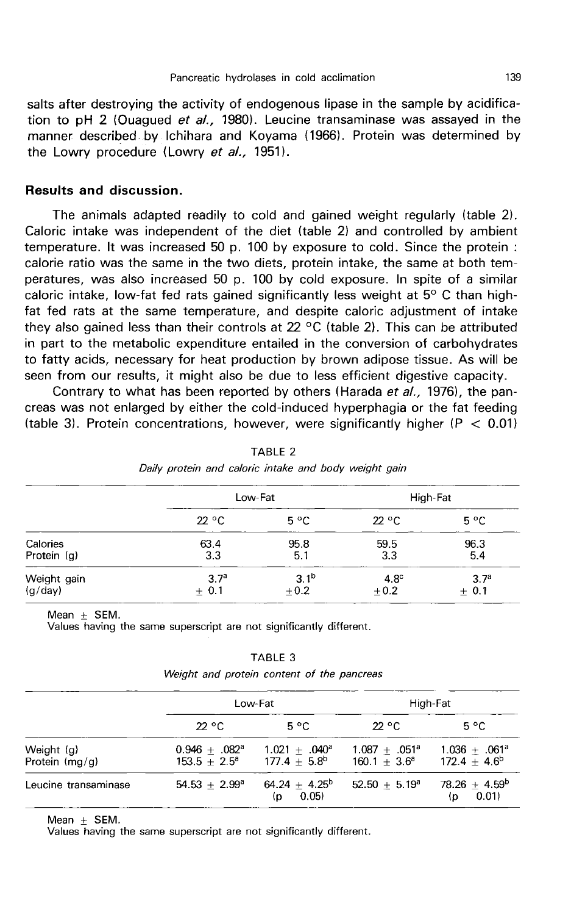salts after destroying the activity of endogenous lipase in the sample by acidification to pH 2 (Ouagued *et al.,* 1980). Leucine transaminase was assayed in the manner described by Ichihara and Koyama (1966). Protein was determined by the Lowry procedure (Lowry *et al.,* 1951).

## Results and discussion.

The animals adapted readily to cold and gained weight regularly (table 2). Caloric intake was independent of the diet (table 2) and controlled by ambient temperature. It was increased 50 p. 100 by exposure to cold. Since the protein : calorie ratio was the same in the two diets, protein intake, the same at both temperatures, was also increased 50 p. 100 by cold exposure. In spite of a similar caloric intake, low-fat fed rats gained significantly less weight at 5° C than high-fat fed rats at the same temperature, and despite caloric adjustment of intake they also gained less than their controls at 22 °C (table 2). This can be attributed in part to the metabolic expenditure entailed in the conversion of carbohydrates to fatty acids, necessary for heat production by brown adipose tissue. As will be seen from our results, it might also be due to less efficient digestive capacity.

Contrary to what has been reported by others (Harada *et al.,* 1976), the pancreas was not enlarged by either the cold-induced hyperphagia or the fat feeding (table 3). Protein concentrations, however, were significantly higher ($P < 0.01$)

TABLE 2

*Daily protein and caloric intake and body weight gain*

| | Low-Fat | | High-Fat | |
|---|---|---|---|---|
| | 22 °C | 5 °C | 22 °C | 5 °C |
| Calories | 63.4 | 95.8 | 59.5 | 96.3 |
| Protein (g) | 3.3 | 5.1 | 3.3 | 5.4 |
| Weight gain (g/day) | $3.7^a$ ± 0.1 | $3.1^b$ ±0.2 | $4.8^c$ ±0.2 | $3.7^a$ ± 0.1 |

Mean ± SEM.
Values having the same superscript are not significantly different.

TABLE 3

*Weight and protein content of the pancreas*

| | Low-Fat | | High-Fat | |
|---|---|---|---|---|
| | 22 °C | 5 °C | 22 °C | 5 °C |
| Weight (g) | 0.946 ± .082$^a$ | 1.021 ± .040$^a$ | 1.087 ± .051$^a$ | 1.036 ± .061$^a$ |
| Protein (mg/g) | 153.5 ± 2.5$^a$ | 177.4 ± 5.8$^b$ | 160.1 ± 3.6$^a$ | 172.4 ± 4.6$^b$ |
| Leucine transaminase | 54.53 ± 2.99$^a$ | 64.24 ± 4.25$^b$ (p 0.05) | 52.50 ± 5.19$^a$ | 78.26 ± 4.59$^b$ (p 0.01) |

Mean ± SEM.
Values having the same superscript are not significantly different.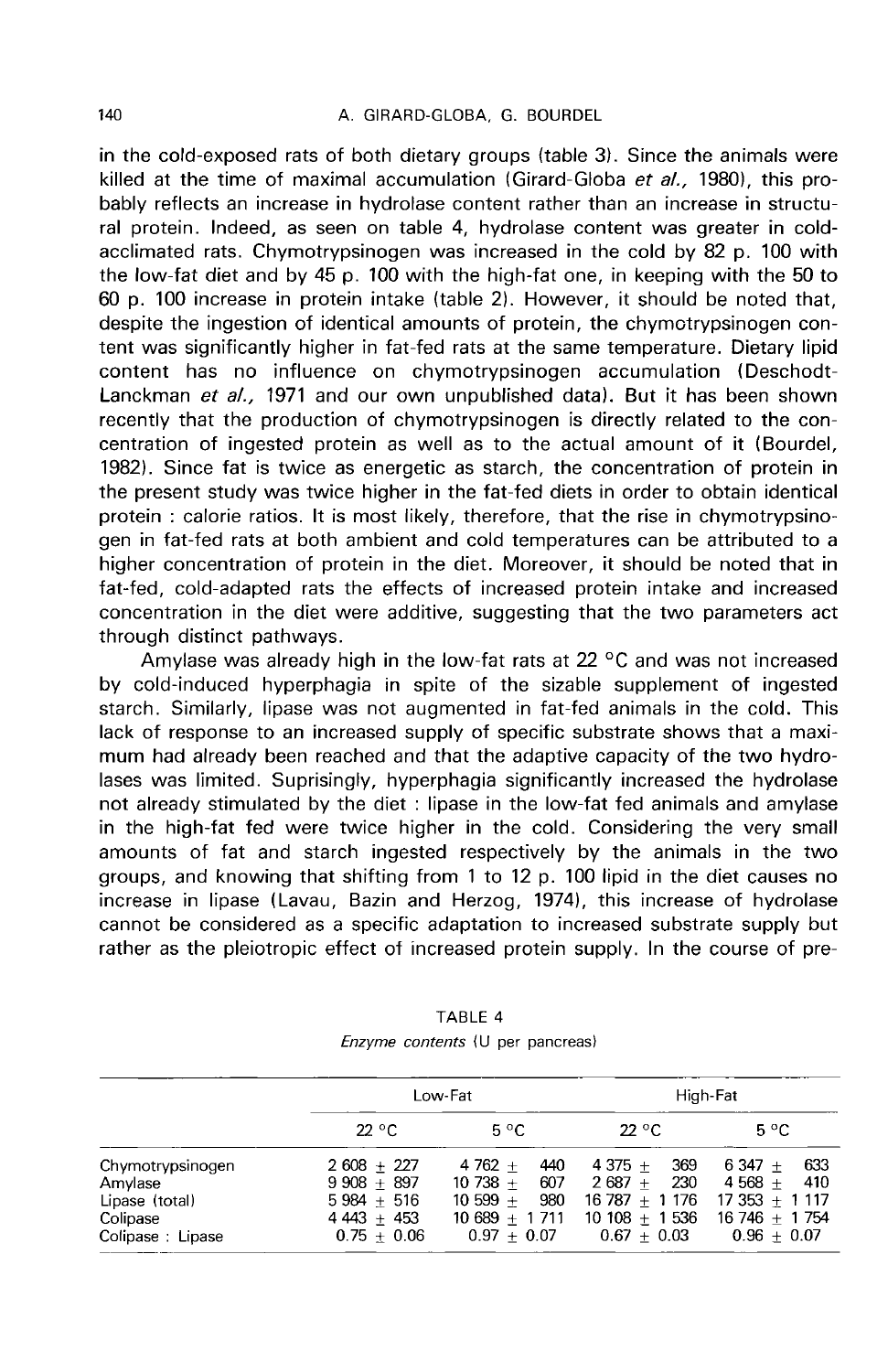in the cold-exposed rats of both dietary groups (table 3). Since the animals were killed at the time of maximal accumulation (Girard-Globa *et al.,* 1980), this probably reflects an increase in hydrolase content rather than an increase in structural protein. Indeed, as seen on table 4, hydrolase content was greater in cold-acclimated rats. Chymotrypsinogen was increased in the cold by 82 p. 100 with the low-fat diet and by 45 p. 100 with the high-fat one, in keeping with the 50 to 60 p. 100 increase in protein intake (table 2). However, it should be noted that, despite the ingestion of identical amounts of protein, the chymotrypsinogen content was significantly higher in fat-fed rats at the same temperature. Dietary lipid content has no influence on chymotrypsinogen accumulation (Deschodt-Lanckman *et al.,* 1971 and our own unpublished data). But it has been shown recently that the production of chymotrypsinogen is directly related to the concentration of ingested protein as well as to the actual amount of it (Bourdel, 1982). Since fat is twice as energetic as starch, the concentration of protein in the present study was twice higher in the fat-fed diets in order to obtain identical protein : calorie ratios. It is most likely, therefore, that the rise in chymotrypsinogen in fat-fed rats at both ambient and cold temperatures can be attributed to a higher concentration of protein in the diet. Moreover, it should be noted that in fat-fed, cold-adapted rats the effects of increased protein intake and increased concentration in the diet were additive, suggesting that the two parameters act through distinct pathways.

Amylase was already high in the low-fat rats at 22 °C and was not increased by cold-induced hyperphagia in spite of the sizable supplement of ingested starch. Similarly, lipase was not augmented in fat-fed animals in the cold. This lack of response to an increased supply of specific substrate shows that a maximum had already been reached and that the adaptive capacity of the two hydrolases was limited. Suprisingly, hyperphagia significantly increased the hydrolase not already stimulated by the diet : lipase in the low-fat fed animals and amylase in the high-fat fed were twice higher in the cold. Considering the very small amounts of fat and starch ingested respectively by the animals in the two groups, and knowing that shifting from 1 to 12 p. 100 lipid in the diet causes no increase in lipase (Lavau, Bazin and Herzog, 1974), this increase of hydrolase cannot be considered as a specific adaptation to increased substrate supply but rather as the pleiotropic effect of increased protein supply. In the course of pre-

TABLE 4
*Enzyme contents* (U per pancreas)

| | Low-Fat | | High-Fat | |
|---|---|---|---|---|
| | 22 °C | 5 °C | 22 °C | 5 °C |
| Chymotrypsinogen | 2 608 ± 227 | 4 762 ± 440 | 4 375 ± 369 | 6 347 ± 633 |
| Amylase | 9 908 ± 897 | 10 738 ± 607 | 2 687 ± 230 | 4 568 ± 410 |
| Lipase (total) | 5 984 ± 516 | 10 599 ± 980 | 16 787 ± 1 176 | 17 353 ± 1 117 |
| Colipase | 4 443 ± 453 | 10 689 ± 1 711 | 10 108 ± 1 536 | 16 746 ± 1 754 |
| Colipase : Lipase | 0.75 ± 0.06 | 0.97 ± 0.07 | 0.67 ± 0.03 | 0.96 ± 0.07 |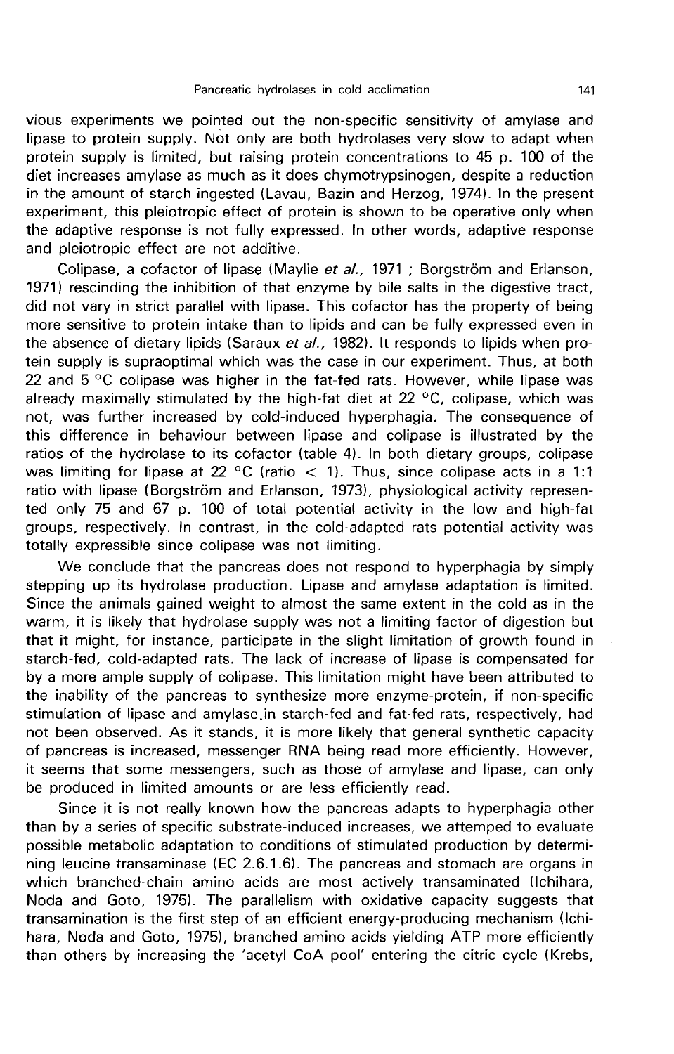vious experiments we pointed out the non-specific sensitivity of amylase and lipase to protein supply. Not only are both hydrolases very slow to adapt when protein supply is limited, but raising protein concentrations to 45 p. 100 of the diet increases amylase as much as it does chymotrypsinogen, despite a reduction in the amount of starch ingested (Lavau, Bazin and Herzog, 1974). In the present experiment, this pleiotropic effect of protein is shown to be operative only when the adaptive response is not fully expressed. In other words, adaptive response and pleiotropic effect are not additive.

Colipase, a cofactor of lipase (Maylie *et al.*, 1971 ; Borgström and Erlanson, 1971) rescinding the inhibition of that enzyme by bile salts in the digestive tract, did not vary in strict parallel with lipase. This cofactor has the property of being more sensitive to protein intake than to lipids and can be fully expressed even in the absence of dietary lipids (Saraux *et al.*, 1982). It responds to lipids when protein supply is supraoptimal which was the case in our experiment. Thus, at both 22 and 5 °C colipase was higher in the fat-fed rats. However, while lipase was already maximally stimulated by the high-fat diet at 22 °C, colipase, which was not, was further increased by cold-induced hyperphagia. The consequence of this difference in behaviour between lipase and colipase is illustrated by the ratios of the hydrolase to its cofactor (table 4). In both dietary groups, colipase was limiting for lipase at 22 °C (ratio $< 1$). Thus, since colipase acts in a 1:1 ratio with lipase (Borgström and Erlanson, 1973), physiological activity represented only 75 and 67 p. 100 of total potential activity in the low and high-fat groups, respectively. In contrast, in the cold-adapted rats potential activity was totally expressible since colipase was not limiting.

We conclude that the pancreas does not respond to hyperphagia by simply stepping up its hydrolase production. Lipase and amylase adaptation is limited. Since the animals gained weight to almost the same extent in the cold as in the warm, it is likely that hydrolase supply was not a limiting factor of digestion but that it might, for instance, participate in the slight limitation of growth found in starch-fed, cold-adapted rats. The lack of increase of lipase is compensated for by a more ample supply of colipase. This limitation might have been attributed to the inability of the pancreas to synthesize more enzyme-protein, if non-specific stimulation of lipase and amylase in starch-fed and fat-fed rats, respectively, had not been observed. As it stands, it is more likely that general synthetic capacity of pancreas is increased, messenger RNA being read more efficiently. However, it seems that some messengers, such as those of amylase and lipase, can only be produced in limited amounts or are less efficiently read.

Since it is not really known how the pancreas adapts to hyperphagia other than by a series of specific substrate-induced increases, we attemped to evaluate possible metabolic adaptation to conditions of stimulated production by determining leucine transaminase (EC 2.6.1.6). The pancreas and stomach are organs in which branched-chain amino acids are most actively transaminated (Ichihara, Noda and Goto, 1975). The parallelism with oxidative capacity suggests that transamination is the first step of an efficient energy-producing mechanism (Ichihara, Noda and Goto, 1975), branched amino acids yielding ATP more efficiently than others by increasing the 'acetyl CoA pool' entering the citric cycle (Krebs,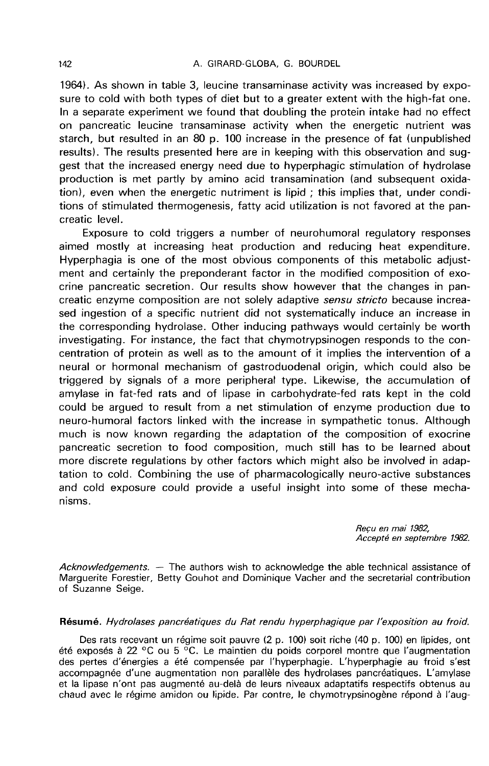1964). As shown in table 3, leucine transaminase activity was increased by exposure to cold with both types of diet but to a greater extent with the high-fat one. In a separate experiment we found that doubling the protein intake had no effect on pancreatic leucine transaminase activity when the energetic nutrient was starch, but resulted in an 80 p. 100 increase in the presence of fat (unpublished results). The results presented here are in keeping with this observation and suggest that the increased energy need due to hyperphagic stimulation of hydrolase production is met partly by amino acid transamination (and subsequent oxidation), even when the energetic nutriment is lipid ; this implies that, under conditions of stimulated thermogenesis, fatty acid utilization is not favored at the pancreatic level.

Exposure to cold triggers a number of neurohumoral regulatory responses aimed mostly at increasing heat production and reducing heat expenditure. Hyperphagia is one of the most obvious components of this metabolic adjustment and certainly the preponderant factor in the modified composition of exocrine pancreatic secretion. Our results show however that the changes in pancreatic enzyme composition are not solely adaptive *sensu stricto* because increased ingestion of a specific nutrient did not systematically induce an increase in the corresponding hydrolase. Other inducing pathways would certainly be worth investigating. For instance, the fact that chymotrypsinogen responds to the concentration of protein as well as to the amount of it implies the intervention of a neural or hormonal mechanism of gastroduodenal origin, which could also be triggered by signals of a more peripheral type. Likewise, the accumulation of amylase in fat-fed rats and of lipase in carbohydrate-fed rats kept in the cold could be argued to result from a net stimulation of enzyme production due to neuro-humoral factors linked with the increase in sympathetic tonus. Although much is now known regarding the adaptation of the composition of exocrine pancreatic secretion to food composition, much still has to be learned about more discrete regulations by other factors which might also be involved in adaptation to cold. Combining the use of pharmacologically neuro-active substances and cold exposure could provide a useful insight into some of these mechanisms.

*Reçu en mai 1982,*
*Accepté en septembre 1982.*

*Acknowledgements.* — The authors wish to acknowledge the able technical assistance of Marguerite Forestier, Betty Gouhot and Dominique Vacher and the secretarial contribution of Suzanne Seige.

**Résumé.** *Hydrolases pancréatiques du Rat rendu hyperphagique par l'exposition au froid.*

Des rats recevant un régime soit pauvre (2 p. 100) soit riche (40 p. 100) en lipides, ont été exposés à 22 °C ou 5 °C. Le maintien du poids corporel montre que l'augmentation des pertes d'énergies a été compensée par l'hyperphagie. L'hyperphagie au froid s'est accompagnée d'une augmentation non parallèle des hydrolases pancréatiques. L'amylase et la lipase n'ont pas augmenté au-delà de leurs niveaux adaptatifs respectifs obtenus au chaud avec le régime amidon ou lipide. Par contre, le chymotrypsinogène répond à l'aug-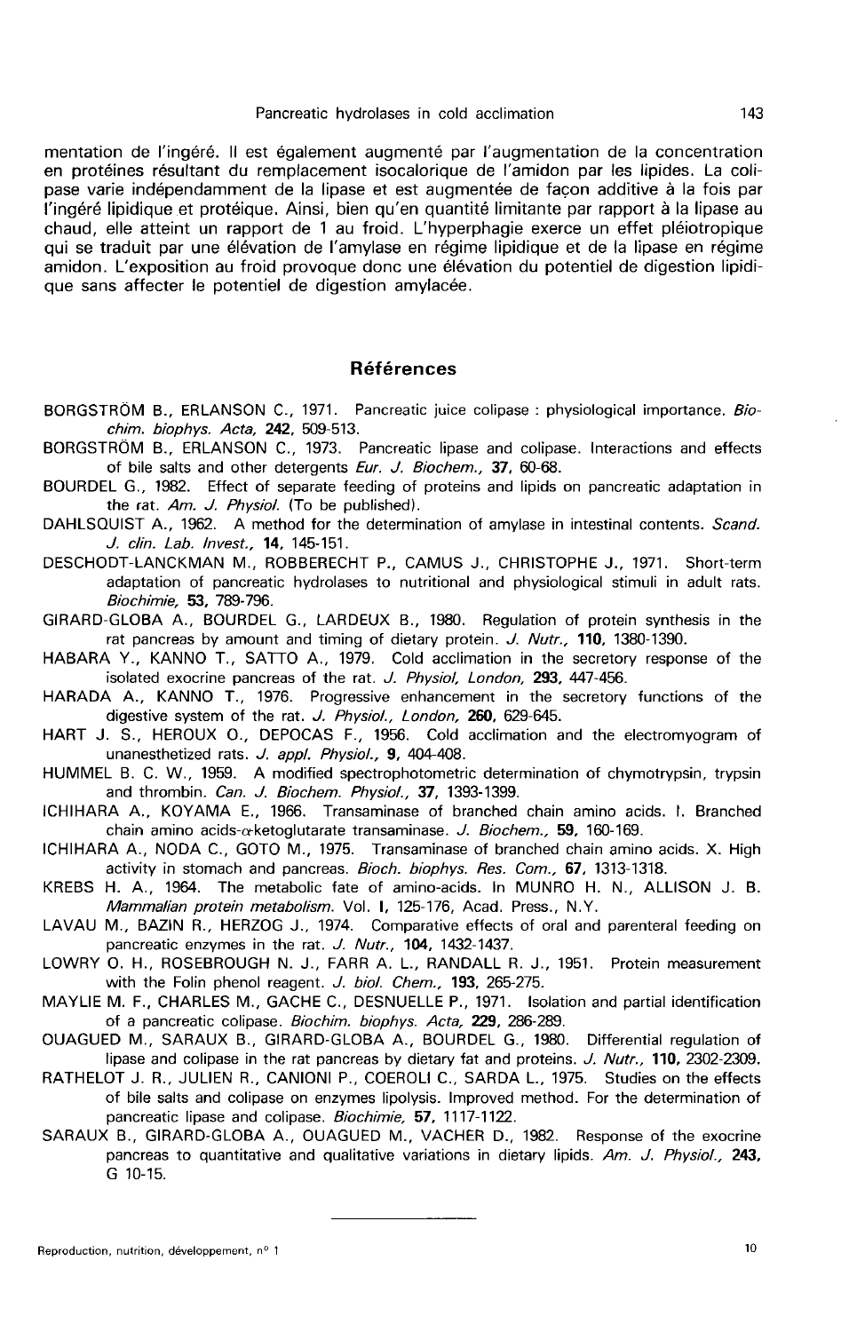mentation de l'ingéré. Il est également augmenté par l'augmentation de la concentration en protéines résultant du remplacement isocalorique de l'amidon par les lipides. La colipase varie indépendamment de la lipase et est augmentée de façon additive à la fois par l'ingéré lipidique et protéique. Ainsi, bien qu'en quantité limitante par rapport à la lipase au chaud, elle atteint un rapport de 1 au froid. L'hyperphagie exerce un effet pléiotropique qui se traduit par une élévation de l'amylase en régime lipidique et de la lipase en régime amidon. L'exposition au froid provoque donc une élévation du potentiel de digestion lipidique sans affecter le potentiel de digestion amylacée.

## Références

BORGSTRÖM B., ERLANSON C., 1971. Pancreatic juice colipase : physiological importance. *Biochim. biophys. Acta,* **242**, 509-513.

BORGSTRÖM B., ERLANSON C., 1973. Pancreatic lipase and colipase. Interactions and effects of bile salts and other detergents *Eur. J. Biochem.,* **37**, 60-68.

BOURDEL G., 1982. Effect of separate feeding of proteins and lipids on pancreatic adaptation in the rat. *Am. J. Physiol.* (To be published).

DAHLSQUIST A., 1962. A method for the determination of amylase in intestinal contents. *Scand. J. clin. Lab. Invest.,* **14**, 145-151.

DESCHODT-LANCKMAN M., ROBBERECHT P., CAMUS J., CHRISTOPHE J., 1971. Short-term adaptation of pancreatic hydrolases to nutritional and physiological stimuli in adult rats. *Biochimie,* **53**, 789-796.

GIRARD-GLOBA A., BOURDEL G., LARDEUX B., 1980. Regulation of protein synthesis in the rat pancreas by amount and timing of dietary protein. *J. Nutr.,* **110**, 1380-1390.

HABARA Y., KANNO T., SATTO A., 1979. Cold acclimation in the secretory response of the isolated exocrine pancreas of the rat. *J. Physiol, London,* **293**, 447-456.

HARADA A., KANNO T., 1976. Progressive enhancement in the secretory functions of the digestive system of the rat. *J. Physiol., London,* **260**, 629-645.

HART J. S., HEROUX O., DEPOCAS F., 1956. Cold acclimation and the electromyogram of unanesthetized rats. *J. appl. Physiol.,* **9**, 404-408.

HUMMEL B. C. W., 1959. A modified spectrophotometric determination of chymotrypsin, trypsin and thrombin. *Can. J. Biochem. Physiol.,* **37**, 1393-1399.

ICHIHARA A., KOYAMA E., 1966. Transaminase of branched chain amino acids. I. Branched chain amino acids-$\alpha$-ketoglutarate transaminase. *J. Biochem.,* **59**, 160-169.

ICHIHARA A., NODA C., GOTO M., 1975. Transaminase of branched chain amino acids. X. High activity in stomach and pancreas. *Bioch. biophys. Res. Com.,* **67**, 1313-1318.

KREBS H. A., 1964. The metabolic fate of amino-acids. In MUNRO H. N., ALLISON J. B. *Mammalian protein metabolism.* Vol. **I**, 125-176, Acad. Press., N.Y.

LAVAU M., BAZIN R., HERZOG J., 1974. Comparative effects of oral and parenteral feeding on pancreatic enzymes in the rat. *J. Nutr.,* **104**, 1432-1437.

LOWRY O. H., ROSEBROUGH N. J., FARR A. L., RANDALL R. J., 1951. Protein measurement with the Folin phenol reagent. *J. biol. Chem.,* **193**, 265-275.

MAYLIE M. F., CHARLES M., GACHE C., DESNUELLE P., 1971. Isolation and partial identification of a pancreatic colipase. *Biochim. biophys. Acta,* **229**, 286-289.

OUAGUED M., SARAUX B., GIRARD-GLOBA A., BOURDEL G., 1980. Differential regulation of lipase and colipase in the rat pancreas by dietary fat and proteins. *J. Nutr.,* **110**, 2302-2309.

RATHELOT J. R., JULIEN R., CANIONI P., COEROLI C., SARDA L., 1975. Studies on the effects of bile salts and colipase on enzymes lipolysis. Improved method. For the determination of pancreatic lipase and colipase. *Biochimie,* **57**, 1117-1122.

SARAUX B., GIRARD-GLOBA A., OUAGUED M., VACHER D., 1982. Response of the exocrine pancreas to quantitative and qualitative variations in dietary lipids. *Am. J. Physiol.,* **243**, G 10-15.